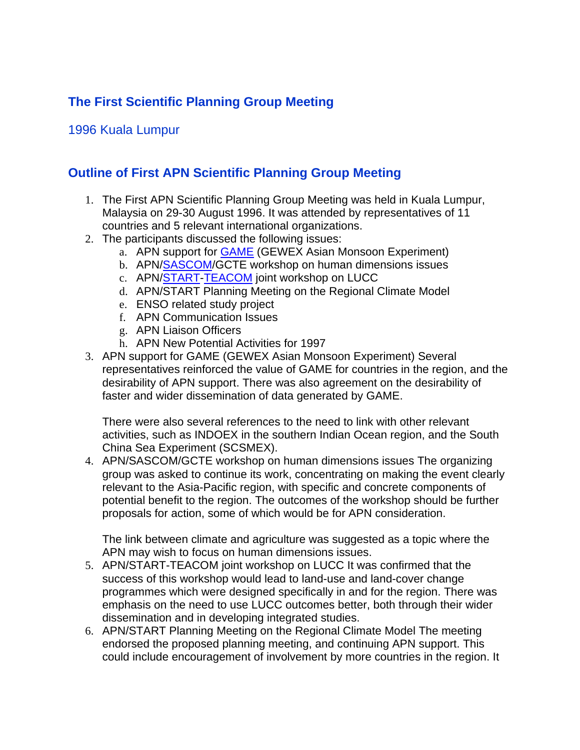# The First Scientific Planning Group Meeting

1996 Kuala Lumpur

## Outline of First APN Scientific Planning Group Meeting

1. The First APN Scientific Planning Group Meeting was held in Kuala Lumpur, Malaysia on 29-30 August 1996. It was attended by representatives of 11 countries and 5 relevant international organizations.
2. The participants discussed the following issues:
   a. APN support for GAME (GEWEX Asian Monsoon Experiment)
   b. APN/SASCOM/GCTE workshop on human dimensions issues
   c. APN/START-TEACOM joint workshop on LUCC
   d. APN/START Planning Meeting on the Regional Climate Model
   e. ENSO related study project
   f. APN Communication Issues
   g. APN Liaison Officers
   h. APN New Potential Activities for 1997
3. APN support for GAME (GEWEX Asian Monsoon Experiment) Several representatives reinforced the value of GAME for countries in the region, and the desirability of APN support. There was also agreement on the desirability of faster and wider dissemination of data generated by GAME.

   There were also several references to the need to link with other relevant activities, such as INDOEX in the southern Indian Ocean region, and the South China Sea Experiment (SCSMEX).
4. APN/SASCOM/GCTE workshop on human dimensions issues The organizing group was asked to continue its work, concentrating on making the event clearly relevant to the Asia-Pacific region, with specific and concrete components of potential benefit to the region. The outcomes of the workshop should be further proposals for action, some of which would be for APN consideration.

   The link between climate and agriculture was suggested as a topic where the APN may wish to focus on human dimensions issues.
5. APN/START-TEACOM joint workshop on LUCC It was confirmed that the success of this workshop would lead to land-use and land-cover change programmes which were designed specifically in and for the region. There was emphasis on the need to use LUCC outcomes better, both through their wider dissemination and in developing integrated studies.
6. APN/START Planning Meeting on the Regional Climate Model The meeting endorsed the proposed planning meeting, and continuing APN support. This could include encouragement of involvement by more countries in the region. It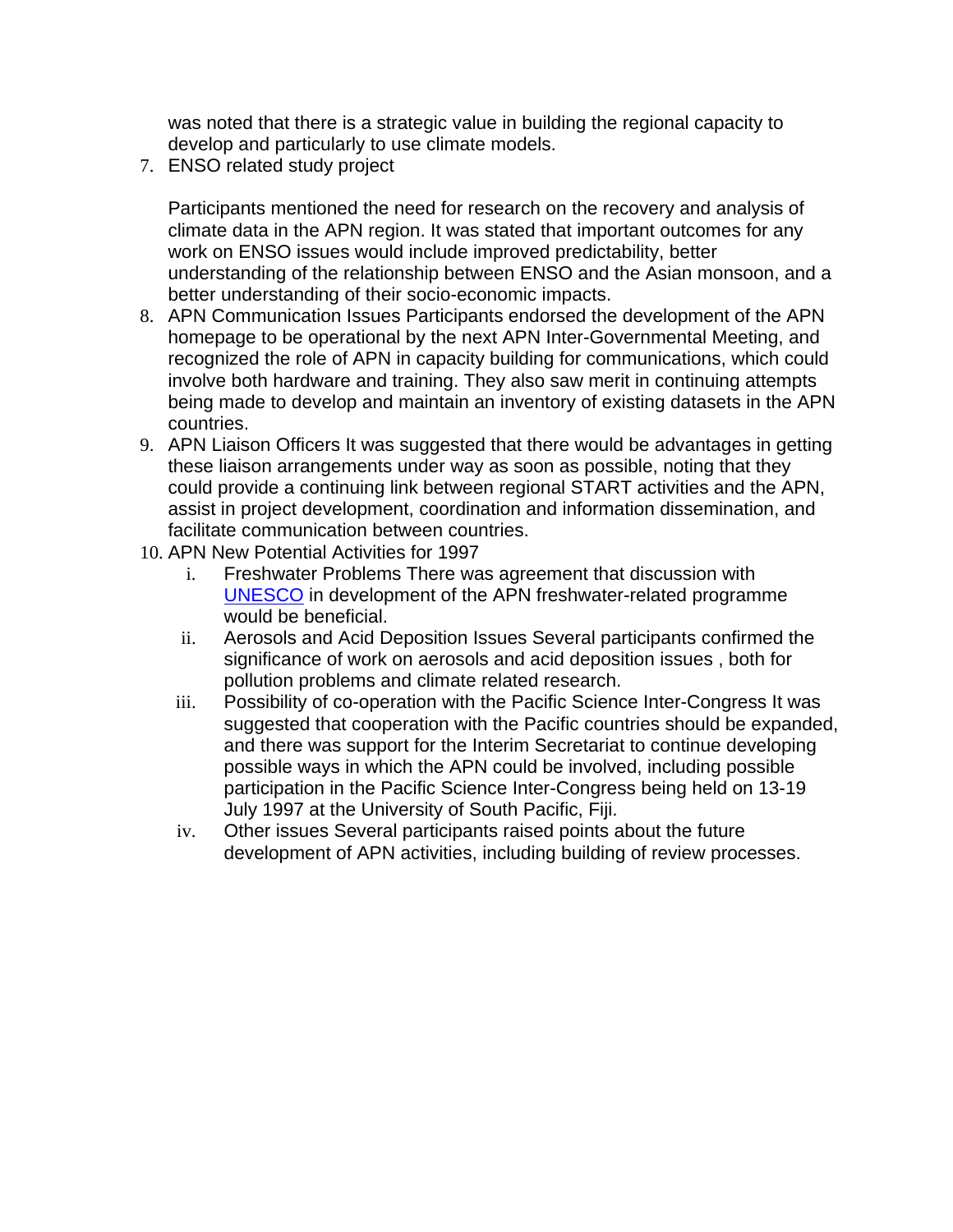was noted that there is a strategic value in building the regional capacity to develop and particularly to use climate models.

7. ENSO related study project

   Participants mentioned the need for research on the recovery and analysis of climate data in the APN region. It was stated that important outcomes for any work on ENSO issues would include improved predictability, better understanding of the relationship between ENSO and the Asian monsoon, and a better understanding of their socio-economic impacts.
8. APN Communication Issues Participants endorsed the development of the APN homepage to be operational by the next APN Inter-Governmental Meeting, and recognized the role of APN in capacity building for communications, which could involve both hardware and training. They also saw merit in continuing attempts being made to develop and maintain an inventory of existing datasets in the APN countries.
9. APN Liaison Officers It was suggested that there would be advantages in getting these liaison arrangements under way as soon as possible, noting that they could provide a continuing link between regional START activities and the APN, assist in project development, coordination and information dissemination, and facilitate communication between countries.
10. APN New Potential Activities for 1997
    i. Freshwater Problems There was agreement that discussion with UNESCO in development of the APN freshwater-related programme would be beneficial.
    ii. Aerosols and Acid Deposition Issues Several participants confirmed the significance of work on aerosols and acid deposition issues , both for pollution problems and climate related research.
    iii. Possibility of co-operation with the Pacific Science Inter-Congress It was suggested that cooperation with the Pacific countries should be expanded, and there was support for the Interim Secretariat to continue developing possible ways in which the APN could be involved, including possible participation in the Pacific Science Inter-Congress being held on 13-19 July 1997 at the University of South Pacific, Fiji.
    iv. Other issues Several participants raised points about the future development of APN activities, including building of review processes.